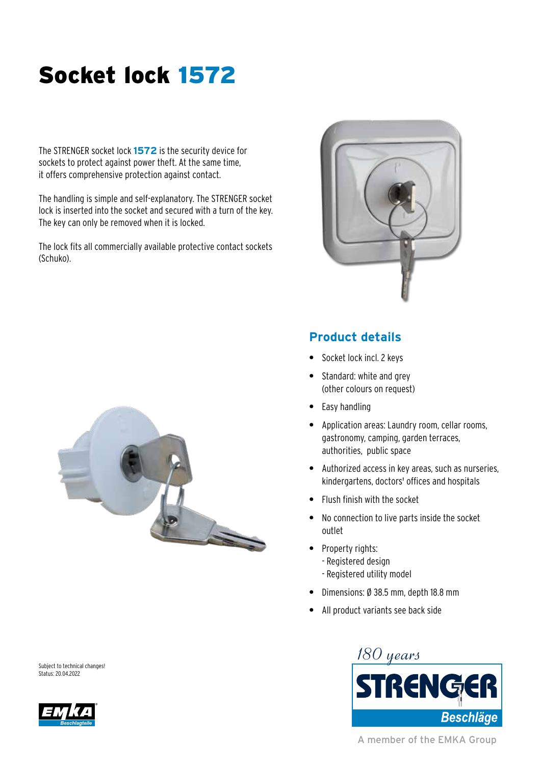# Socket lock 1572

The STRENGER socket lock **1572** is the security device for sockets to protect against power theft. At the same time, it offers comprehensive protection against contact.

The handling is simple and self-explanatory. The STRENGER socket lock is inserted into the socket and secured with a turn of the key. The key can only be removed when it is locked.

The lock fits all commercially available protective contact sockets (Schuko).

## Product details

- Socket lock incl. 2 keys
- Standard: white and grey (other colours on request)
- Easy handling
- Application areas: Laundry room, cellar rooms, gastronomy, camping, garden terraces, authorities, public space
- Authorized access in key areas, such as nurseries, kindergartens, doctors' offices and hospitals
- Flush finish with the socket
- No connection to live parts inside the socket outlet
- Property rights:
  - Registered design
  - Registered utility model
- Dimensions: Ø 38.5 mm, depth 18.8 mm
- All product variants see back side

Subject to technical changes!
Status: 20.04.2022

180 years
STRENGER Beschläge
A member of the EMKA Group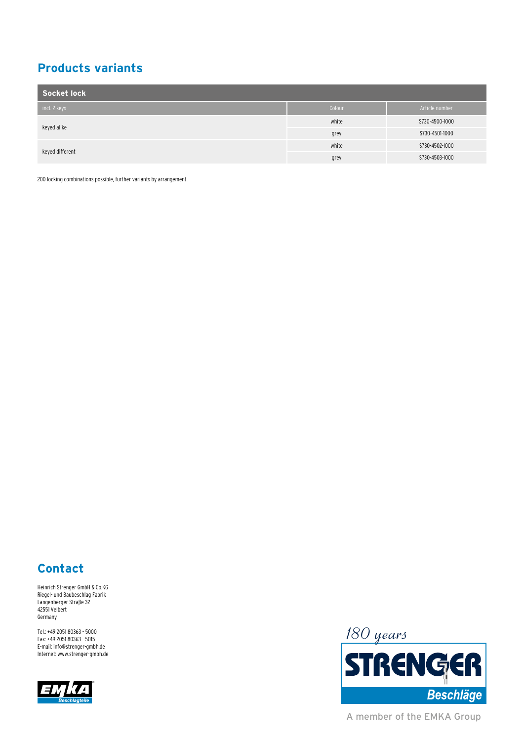## Products variants

| Socket lock | | |
|---|---|---|
| incl. 2 keys | Colour | Article number |
| keyed alike | white | S730-4500-1000 |
| | grey | S730-4501-1000 |
| keyed different | white | S730-4502-1000 |
| | grey | S730-4503-1000 |

200 locking combinations possible, further variants by arrangement.

## Contact

Heinrich Strenger GmbH & Co.KG
Riegel- und Baubeschlag Fabrik
Langenberger Straße 32
42551 Velbert
Germany

Tel.: +49 2051 80363 - 5000
Fax: +49 2051 80363 - 5015
E-mail: info@strenger-gmbh.de
Internet: www.strenger-gmbh.de

EMKA Beschlagteile

180 years
STRENGER Beschläge

A member of the EMKA Group